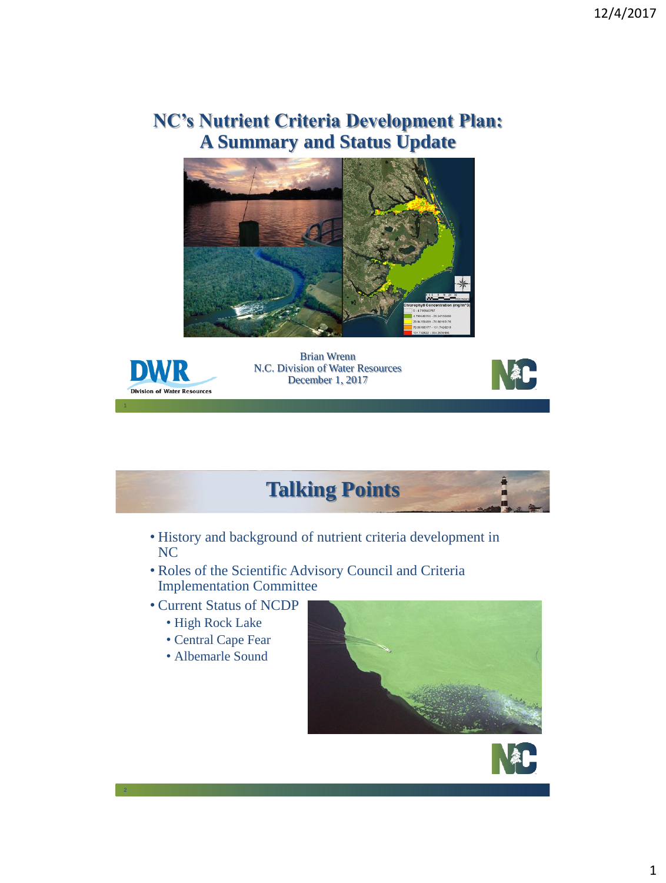# NC's Nutrient Criteria Development Plan: A Summary and Status Update

Brian Wrenn
N.C. Division of Water Resources
December 1, 2017

## Talking Points

- History and background of nutrient criteria development in NC
- Roles of the Scientific Advisory Council and Criteria Implementation Committee
- Current Status of NCDP
  - High Rock Lake
  - Central Cape Fear
  - Albemarle Sound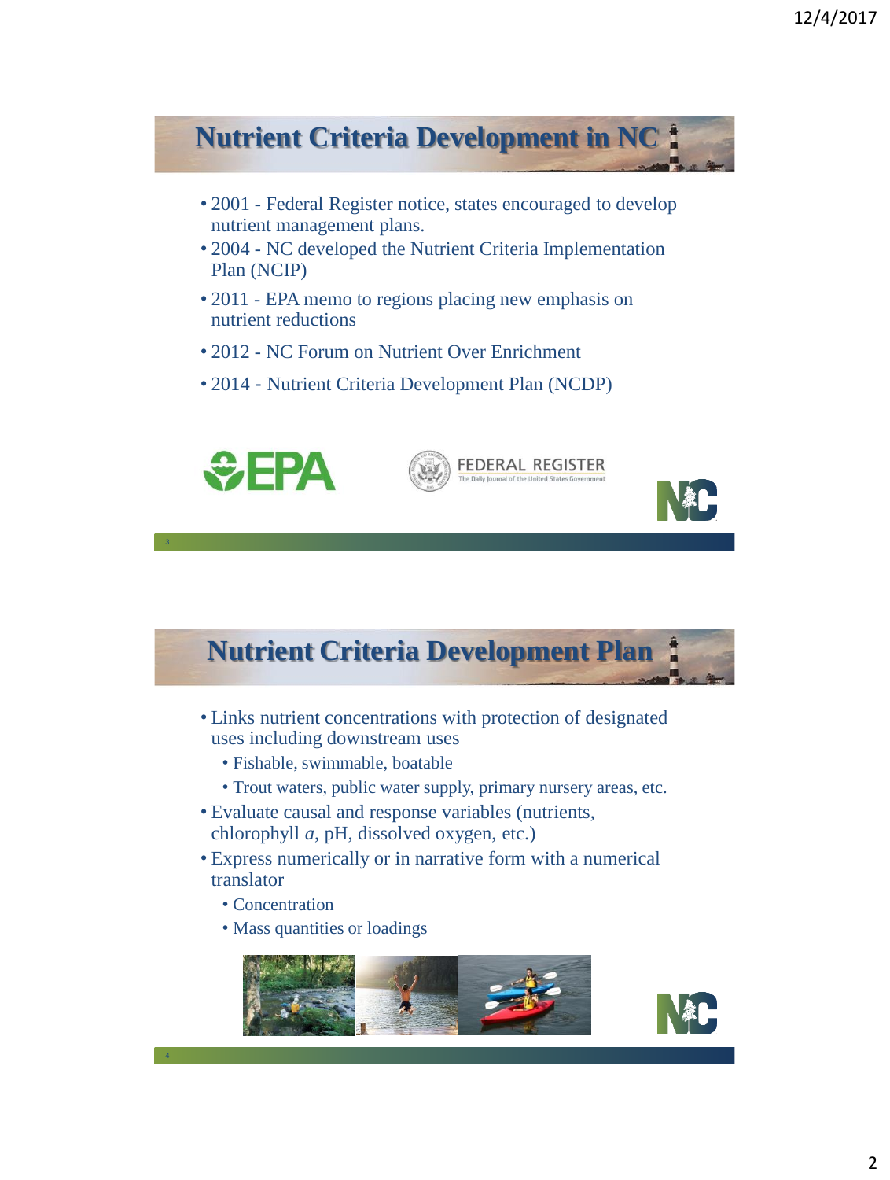## Nutrient Criteria Development in NC

- 2001 - Federal Register notice, states encouraged to develop nutrient management plans.
- 2004 - NC developed the Nutrient Criteria Implementation Plan (NCIP)
- 2011 - EPA memo to regions placing new emphasis on nutrient reductions
- 2012 - NC Forum on Nutrient Over Enrichment
- 2014 - Nutrient Criteria Development Plan (NCDP)

## Nutrient Criteria Development Plan

- Links nutrient concentrations with protection of designated uses including downstream uses
  - Fishable, swimmable, boatable
  - Trout waters, public water supply, primary nursery areas, etc.
- Evaluate causal and response variables (nutrients, chlorophyll *a*, pH, dissolved oxygen, etc.)
- Express numerically or in narrative form with a numerical translator
  - Concentration
  - Mass quantities or loadings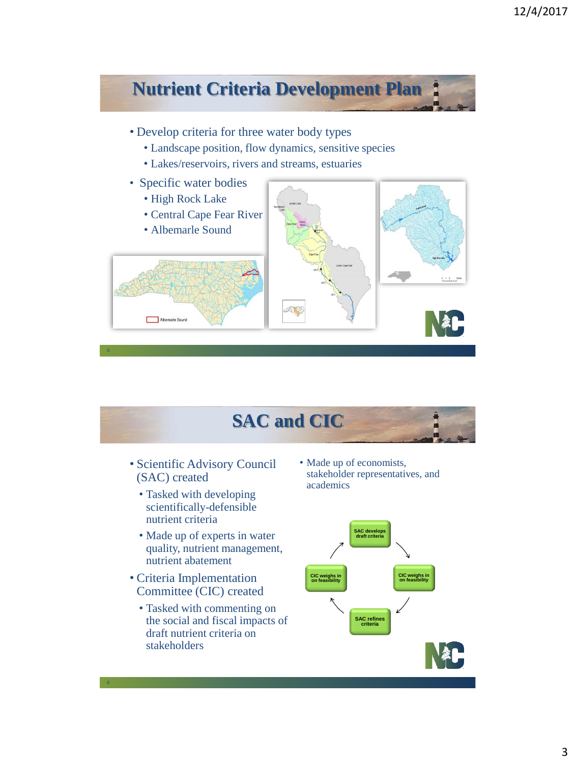## Nutrient Criteria Development Plan

- Develop criteria for three water body types
  - Landscape position, flow dynamics, sensitive species
  - Lakes/reservoirs, rivers and streams, estuaries
- Specific water bodies
  - High Rock Lake
  - Central Cape Fear River
  - Albemarle Sound

## SAC and CIC

- Scientific Advisory Council (SAC) created
  - Tasked with developing scientifically-defensible nutrient criteria
  - Made up of experts in water quality, nutrient management, nutrient abatement
- Criteria Implementation Committee (CIC) created
  - Tasked with commenting on the social and fiscal impacts of draft nutrient criteria on stakeholders
- Made up of economists, stakeholder representatives, and academics

SAC develops draft criteria → CIC weighs in on feasibility → SAC refines criteria → CIC weighs in on feasibility → SAC develops draft criteria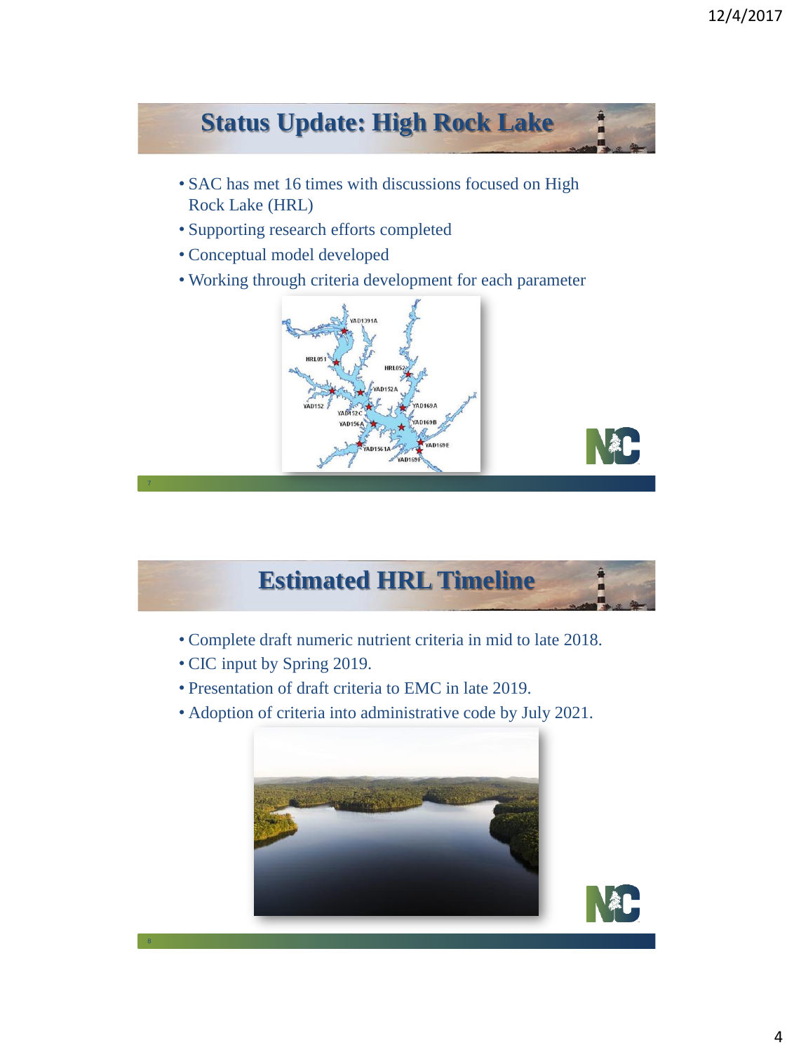## Status Update: High Rock Lake

- SAC has met 16 times with discussions focused on High Rock Lake (HRL)
- Supporting research efforts completed
- Conceptual model developed
- Working through criteria development for each parameter

## Estimated HRL Timeline

- Complete draft numeric nutrient criteria in mid to late 2018.
- CIC input by Spring 2019.
- Presentation of draft criteria to EMC in late 2019.
- Adoption of criteria into administrative code by July 2021.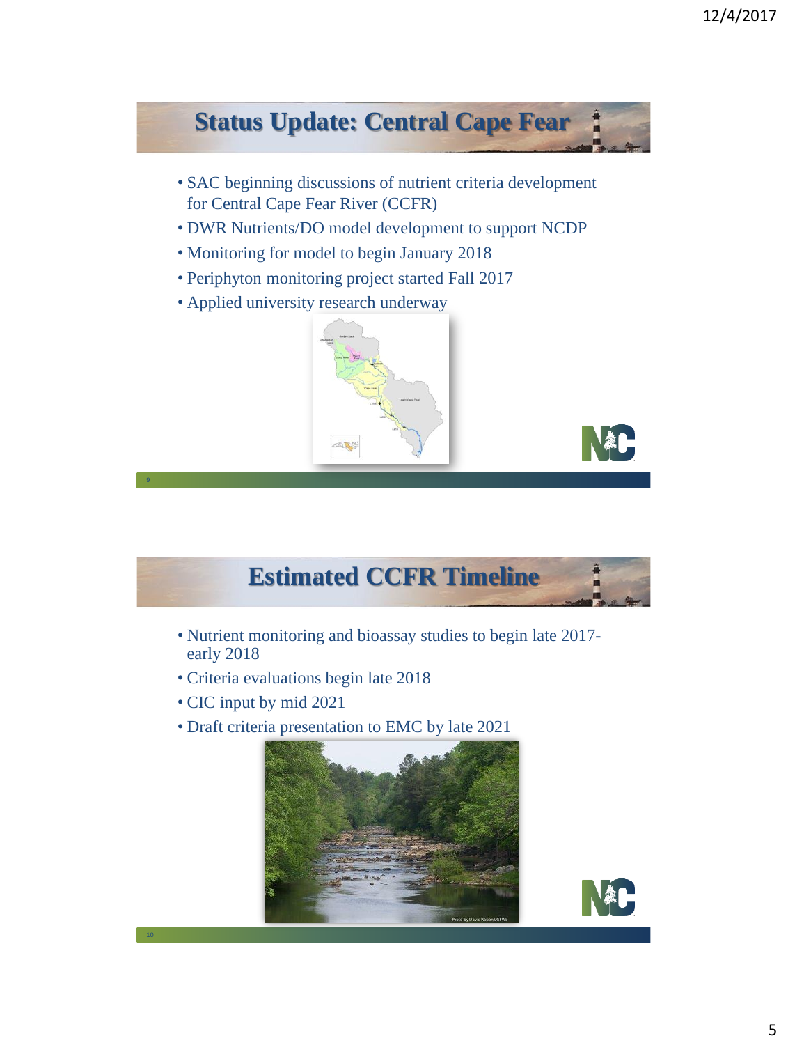## Status Update: Central Cape Fear

- SAC beginning discussions of nutrient criteria development for Central Cape Fear River (CCFR)
- DWR Nutrients/DO model development to support NCDP
- Monitoring for model to begin January 2018
- Periphyton monitoring project started Fall 2017
- Applied university research underway

## Estimated CCFR Timeline

- Nutrient monitoring and bioassay studies to begin late 2017-early 2018
- Criteria evaluations begin late 2018
- CIC input by mid 2021
- Draft criteria presentation to EMC by late 2021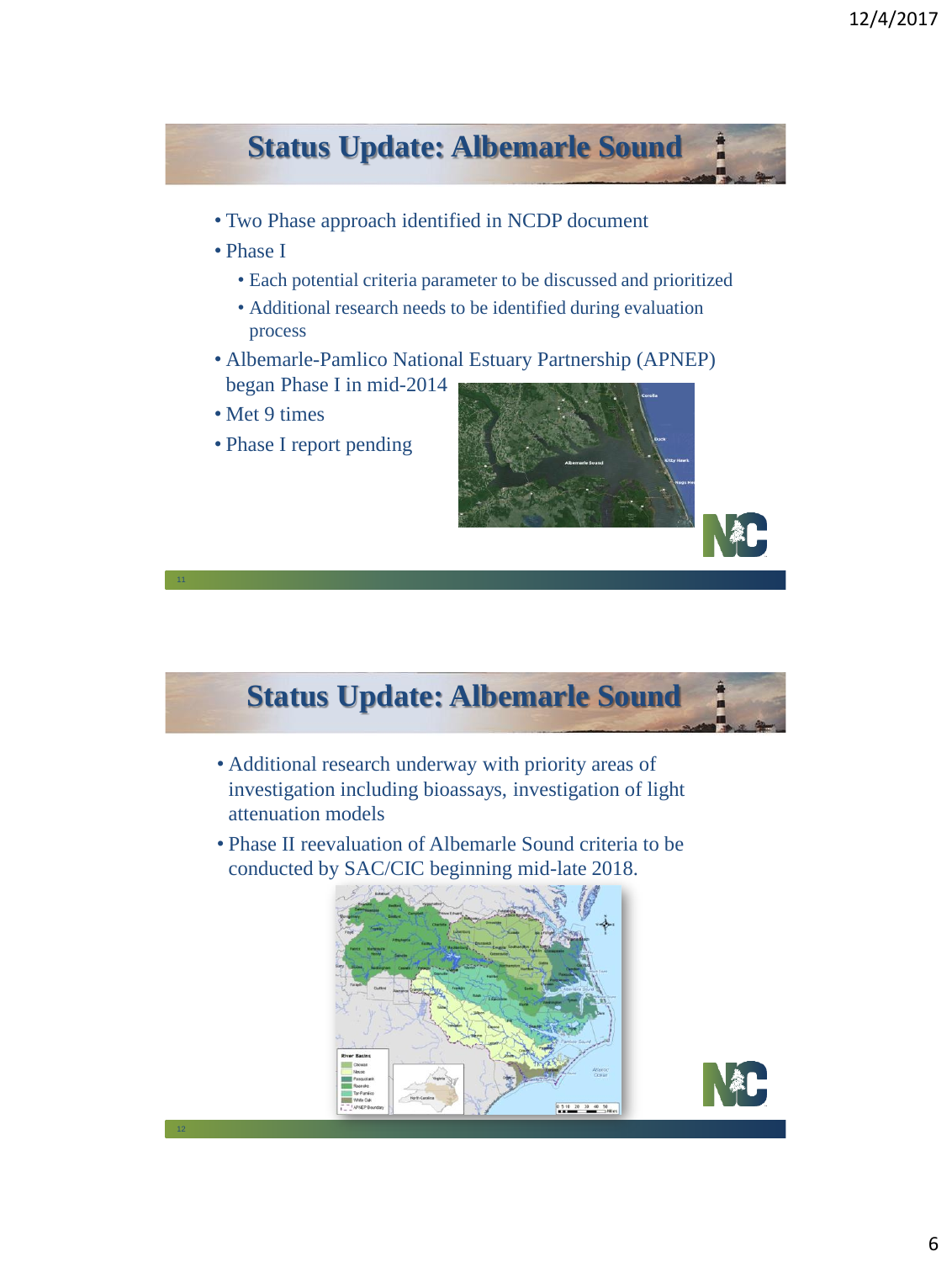## Status Update: Albemarle Sound

- Two Phase approach identified in NCDP document
- Phase I
  - Each potential criteria parameter to be discussed and prioritized
  - Additional research needs to be identified during evaluation process
- Albemarle-Pamlico National Estuary Partnership (APNEP) began Phase I in mid-2014
- Met 9 times
- Phase I report pending

## Status Update: Albemarle Sound

- Additional research underway with priority areas of investigation including bioassays, investigation of light attenuation models
- Phase II reevaluation of Albemarle Sound criteria to be conducted by SAC/CIC beginning mid-late 2018.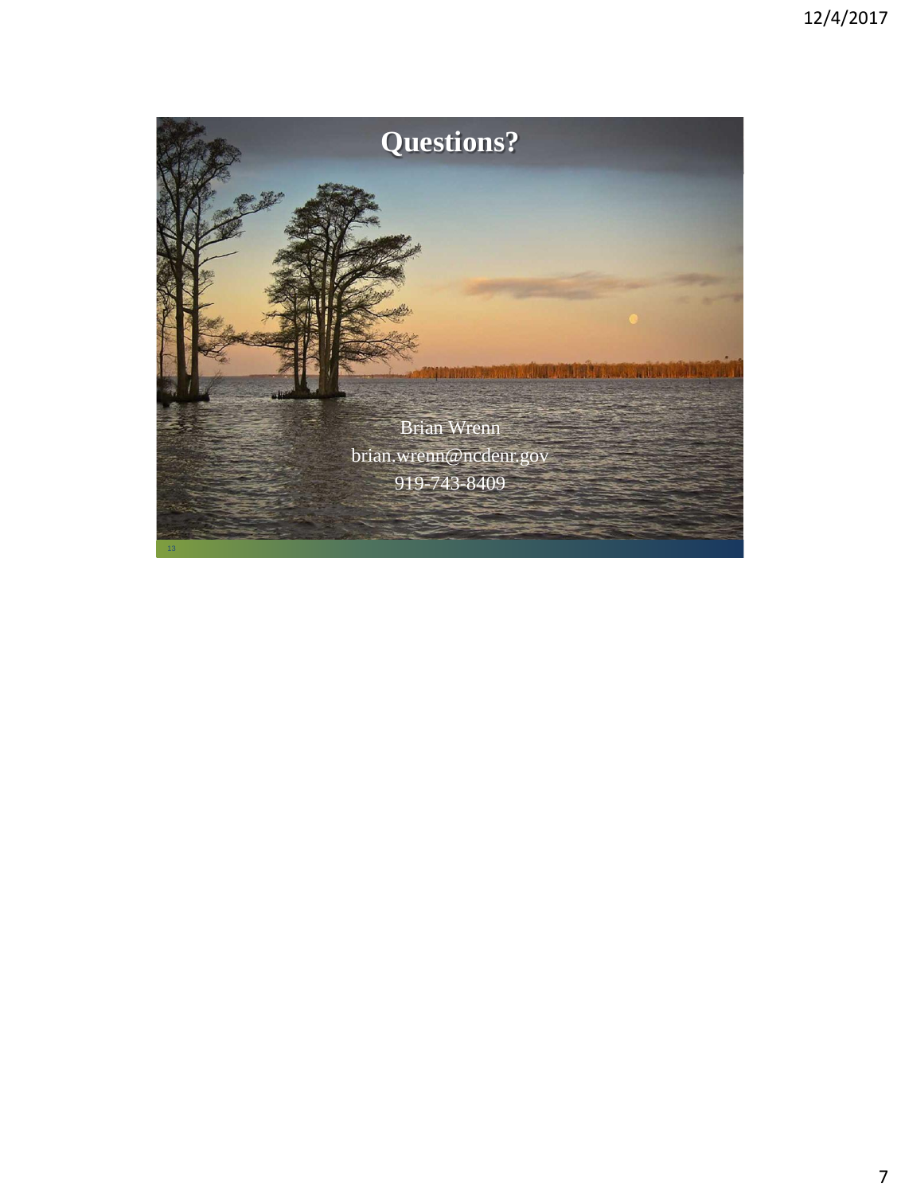# Questions?

Brian Wrenn
brian.wrenn@ncdenr.gov
919-743-8409